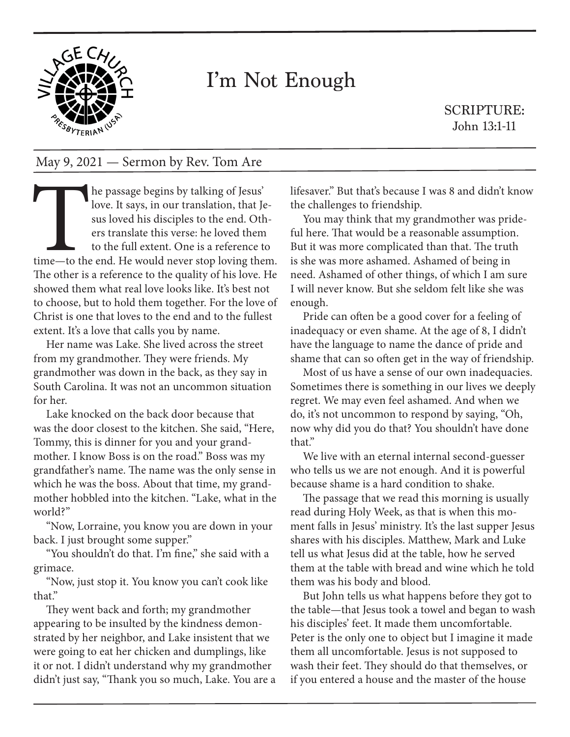# I'm Not Enough

SCRIPTURE:
John 13:1-11

May 9, 2021 — Sermon by Rev. Tom Are

The passage begins by talking of Jesus' love. It says, in our translation, that Jesus loved his disciples to the end. Others translate this verse: he loved them to the full extent. One is a reference to time—to the end. He would never stop loving them. The other is a reference to the quality of his love. He showed them what real love looks like. It's best not to choose, but to hold them together. For the love of Christ is one that loves to the end and to the fullest extent. It's a love that calls you by name.

Her name was Lake. She lived across the street from my grandmother. They were friends. My grandmother was down in the back, as they say in South Carolina. It was not an uncommon situation for her.

Lake knocked on the back door because that was the door closest to the kitchen. She said, "Here, Tommy, this is dinner for you and your grandmother. I know Boss is on the road." Boss was my grandfather's name. The name was the only sense in which he was the boss. About that time, my grandmother hobbled into the kitchen. "Lake, what in the world?"

"Now, Lorraine, you know you are down in your back. I just brought some supper."

"You shouldn't do that. I'm fine," she said with a grimace.

"Now, just stop it. You know you can't cook like that."

They went back and forth; my grandmother appearing to be insulted by the kindness demonstrated by her neighbor, and Lake insistent that we were going to eat her chicken and dumplings, like it or not. I didn't understand why my grandmother didn't just say, "Thank you so much, Lake. You are a lifesaver." But that's because I was 8 and didn't know the challenges to friendship.

You may think that my grandmother was prideful here. That would be a reasonable assumption. But it was more complicated than that. The truth is she was more ashamed. Ashamed of being in need. Ashamed of other things, of which I am sure I will never know. But she seldom felt like she was enough.

Pride can often be a good cover for a feeling of inadequacy or even shame. At the age of 8, I didn't have the language to name the dance of pride and shame that can so often get in the way of friendship.

Most of us have a sense of our own inadequacies. Sometimes there is something in our lives we deeply regret. We may even feel ashamed. And when we do, it's not uncommon to respond by saying, "Oh, now why did you do that? You shouldn't have done that."

We live with an eternal internal second-guesser who tells us we are not enough. And it is powerful because shame is a hard condition to shake.

The passage that we read this morning is usually read during Holy Week, as that is when this moment falls in Jesus' ministry. It's the last supper Jesus shares with his disciples. Matthew, Mark and Luke tell us what Jesus did at the table, how he served them at the table with bread and wine which he told them was his body and blood.

But John tells us what happens before they got to the table—that Jesus took a towel and began to wash his disciples' feet. It made them uncomfortable. Peter is the only one to object but I imagine it made them all uncomfortable. Jesus is not supposed to wash their feet. They should do that themselves, or if you entered a house and the master of the house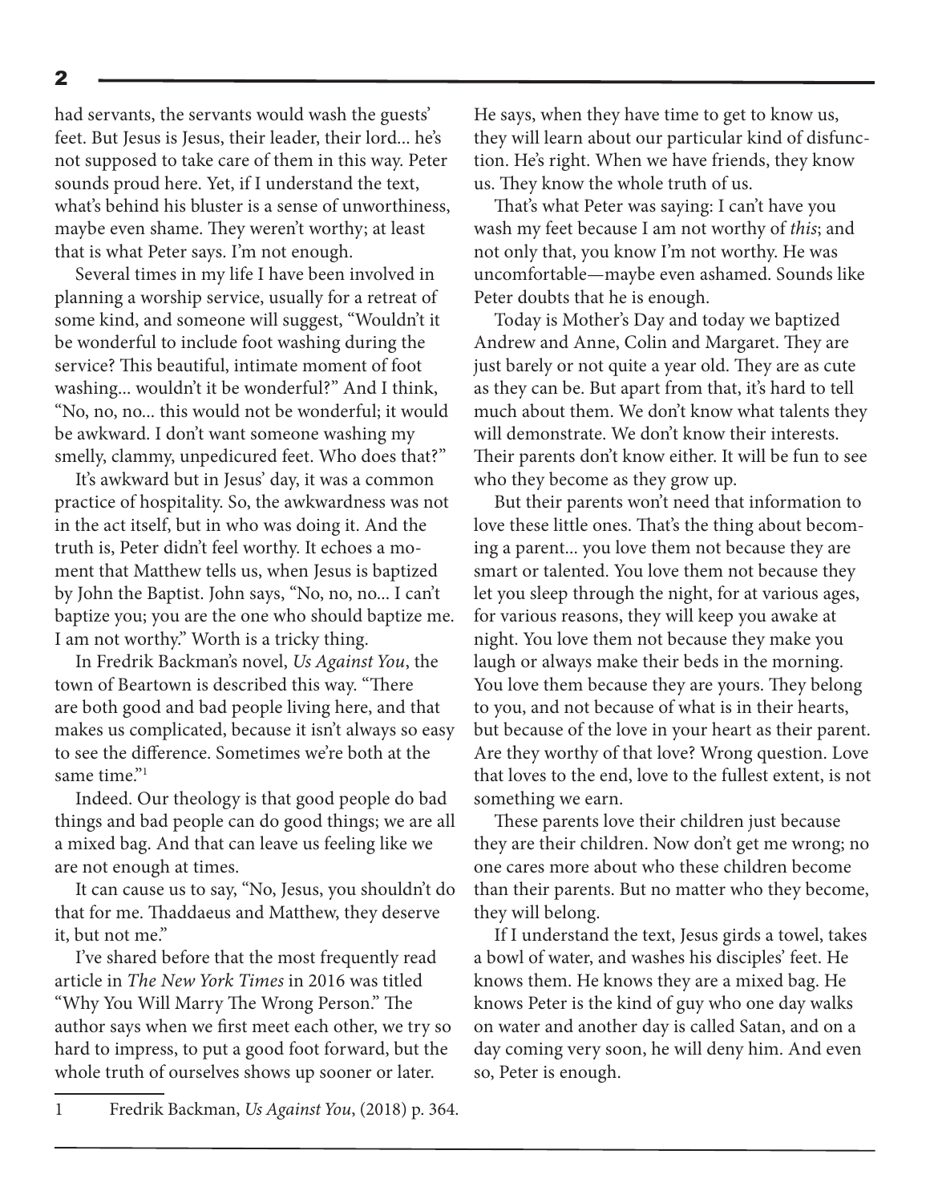had servants, the servants would wash the guests' feet. But Jesus is Jesus, their leader, their lord... he's not supposed to take care of them in this way. Peter sounds proud here. Yet, if I understand the text, what's behind his bluster is a sense of unworthiness, maybe even shame. They weren't worthy; at least that is what Peter says. I'm not enough.

Several times in my life I have been involved in planning a worship service, usually for a retreat of some kind, and someone will suggest, "Wouldn't it be wonderful to include foot washing during the service? This beautiful, intimate moment of foot washing... wouldn't it be wonderful?" And I think, "No, no, no... this would not be wonderful; it would be awkward. I don't want someone washing my smelly, clammy, unpedicured feet. Who does that?"

It's awkward but in Jesus' day, it was a common practice of hospitality. So, the awkwardness was not in the act itself, but in who was doing it. And the truth is, Peter didn't feel worthy. It echoes a moment that Matthew tells us, when Jesus is baptized by John the Baptist. John says, "No, no, no... I can't baptize you; you are the one who should baptize me. I am not worthy." Worth is a tricky thing.

In Fredrik Backman's novel, *Us Against You*, the town of Beartown is described this way. "There are both good and bad people living here, and that makes us complicated, because it isn't always so easy to see the difference. Sometimes we're both at the same time."[1]

Indeed. Our theology is that good people do bad things and bad people can do good things; we are all a mixed bag. And that can leave us feeling like we are not enough at times.

It can cause us to say, "No, Jesus, you shouldn't do that for me. Thaddaeus and Matthew, they deserve it, but not me."

I've shared before that the most frequently read article in *The New York Times* in 2016 was titled "Why You Will Marry The Wrong Person." The author says when we first meet each other, we try so hard to impress, to put a good foot forward, but the whole truth of ourselves shows up sooner or later. He says, when they have time to get to know us, they will learn about our particular kind of disfunction. He's right. When we have friends, they know us. They know the whole truth of us.

That's what Peter was saying: I can't have you wash my feet because I am not worthy of *this*; and not only that, you know I'm not worthy. He was uncomfortable—maybe even ashamed. Sounds like Peter doubts that he is enough.

Today is Mother's Day and today we baptized Andrew and Anne, Colin and Margaret. They are just barely or not quite a year old. They are as cute as they can be. But apart from that, it's hard to tell much about them. We don't know what talents they will demonstrate. We don't know their interests. Their parents don't know either. It will be fun to see who they become as they grow up.

But their parents won't need that information to love these little ones. That's the thing about becoming a parent... you love them not because they are smart or talented. You love them not because they let you sleep through the night, for at various ages, for various reasons, they will keep you awake at night. You love them not because they make you laugh or always make their beds in the morning. You love them because they are yours. They belong to you, and not because of what is in their hearts, but because of the love in your heart as their parent. Are they worthy of that love? Wrong question. Love that loves to the end, love to the fullest extent, is not something we earn.

These parents love their children just because they are their children. Now don't get me wrong; no one cares more about who these children become than their parents. But no matter who they become, they will belong.

If I understand the text, Jesus girds a towel, takes a bowl of water, and washes his disciples' feet. He knows them. He knows they are a mixed bag. He knows Peter is the kind of guy who one day walks on water and another day is called Satan, and on a day coming very soon, he will deny him. And even so, Peter is enough.

---

1 Fredrik Backman, *Us Against You*, (2018) p. 364.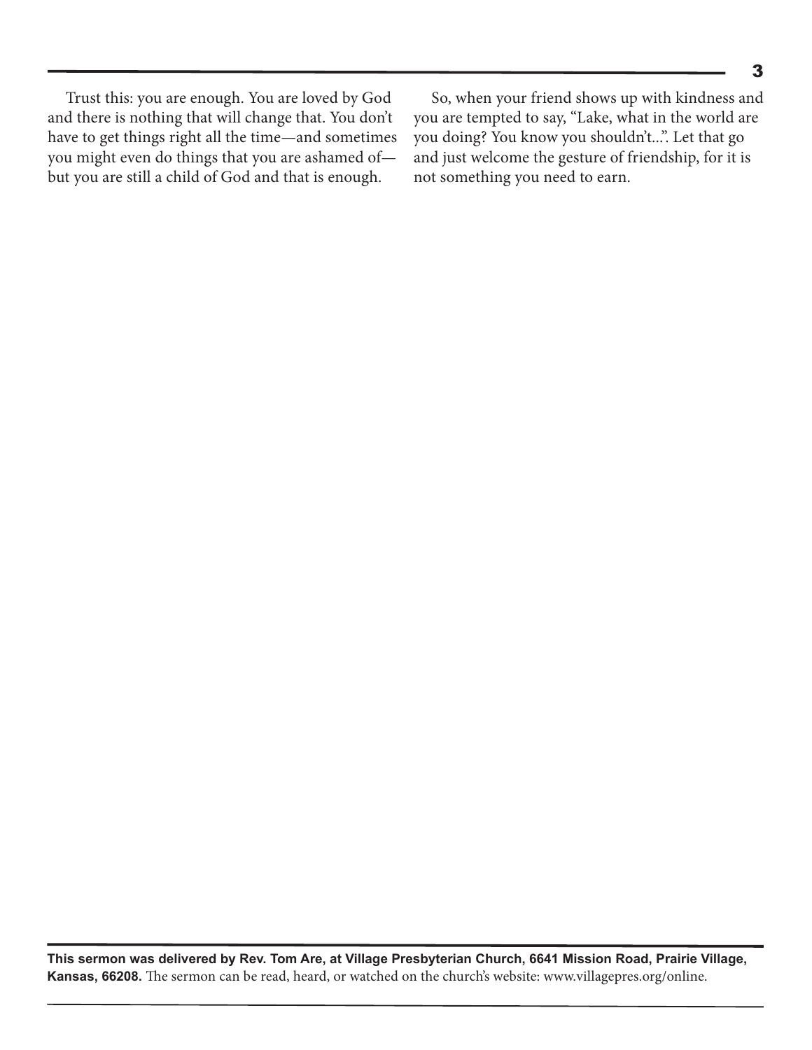Trust this: you are enough. You are loved by God and there is nothing that will change that. You don't have to get things right all the time—and sometimes you might even do things that you are ashamed of—but you are still a child of God and that is enough.

So, when your friend shows up with kindness and you are tempted to say, "Lake, what in the world are you doing? You know you shouldn't...". Let that go and just welcome the gesture of friendship, for it is not something you need to earn.

---

**This sermon was delivered by Rev. Tom Are, at Village Presbyterian Church, 6641 Mission Road, Prairie Village, Kansas, 66208.** The sermon can be read, heard, or watched on the church's website: www.villagepres.org/online.